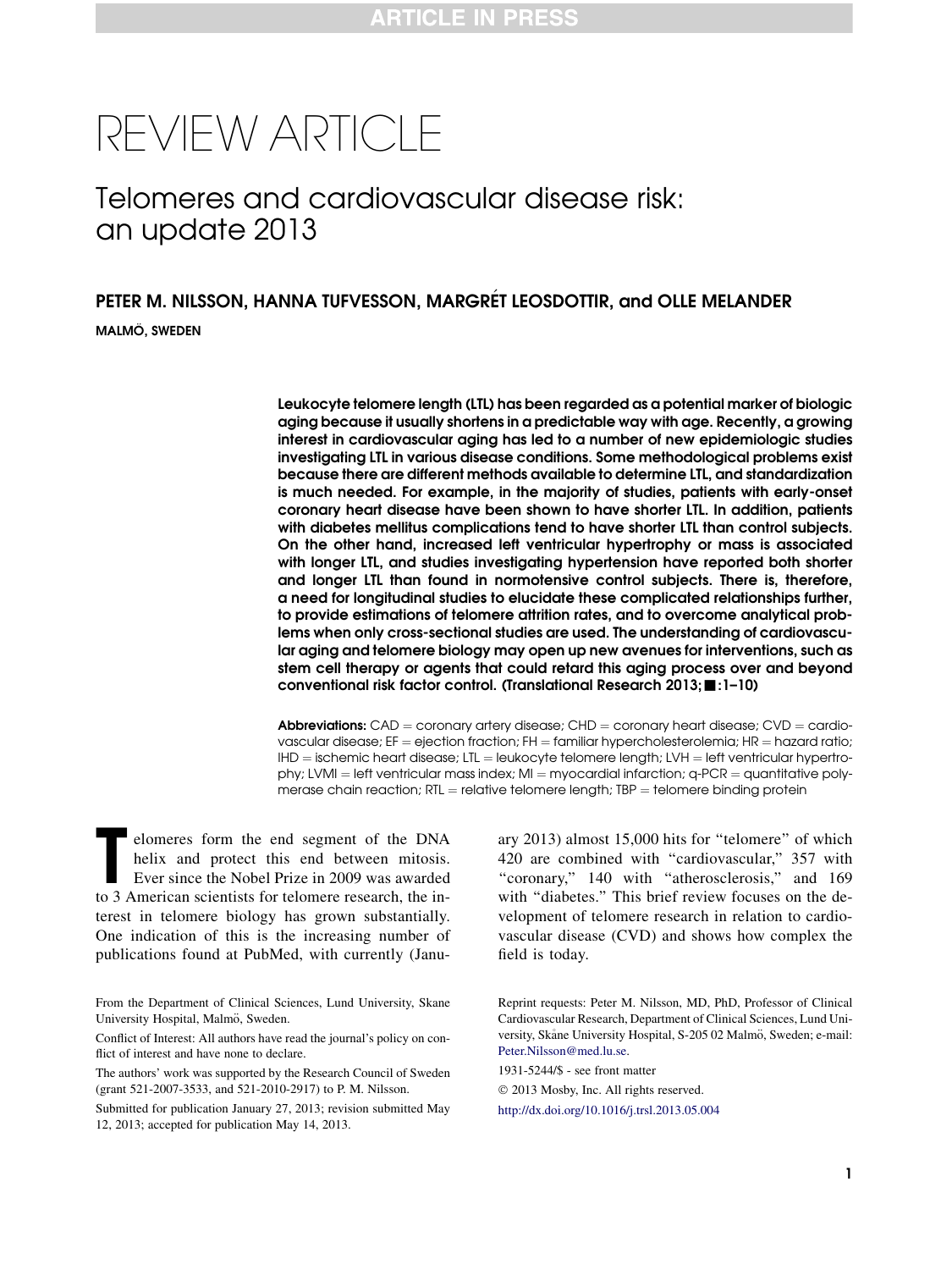# REVIEW ARTICLE

## Telomeres and cardiovascular disease risk: an update 2013

**PETER M. NILSSON, HANNA TUFVESSON, MARGRÉT LEOSDOTTIR, and OLLE MELANDER**

**MALMÖ, SWEDEN**

**Leukocyte telomere length (LTL) has been regarded as a potential marker of biologic aging because it usually shortens in a predictable way with age. Recently, a growing interest in cardiovascular aging has led to a number of new epidemiologic studies investigating LTL in various disease conditions. Some methodological problems exist because there are different methods available to determine LTL, and standardization is much needed. For example, in the majority of studies, patients with early-onset coronary heart disease have been shown to have shorter LTL. In addition, patients with diabetes mellitus complications tend to have shorter LTL than control subjects. On the other hand, increased left ventricular hypertrophy or mass is associated with longer LTL, and studies investigating hypertension have reported both shorter and longer LTL than found in normotensive control subjects. There is, therefore, a need for longitudinal studies to elucidate these complicated relationships further, to provide estimations of telomere attrition rates, and to overcome analytical problems when only cross-sectional studies are used. The understanding of cardiovascular aging and telomere biology may open up new avenues for interventions, such as stem cell therapy or agents that could retard this aging process over and beyond conventional risk factor control. (Translational Research 2013;■:1–10)**

**Abbreviations:** CAD = coronary artery disease; CHD = coronary heart disease; CVD = cardiovascular disease; EF = ejection fraction; FH = familiar hypercholesterolemia; HR = hazard ratio; IHD = ischemic heart disease; LTL = leukocyte telomere length; LVH = left ventricular hypertrophy; LVMI = left ventricular mass index; MI = myocardial infarction; q-PCR = quantitative polymerase chain reaction; RTL = relative telomere length; TBP = telomere binding protein

Telomeres form the end segment of the DNA helix and protect this end between mitosis. Ever since the Nobel Prize in 2009 was awarded to 3 American scientists for telomere research, the interest in telomere biology has grown substantially. One indication of this is the increasing number of publications found at PubMed, with currently (January 2013) almost 15,000 hits for "telomere" of which 420 are combined with "cardiovascular," 357 with "coronary," 140 with "atherosclerosis," and 169 with "diabetes." This brief review focuses on the development of telomere research in relation to cardiovascular disease (CVD) and shows how complex the field is today.

From the Department of Clinical Sciences, Lund University, Skane University Hospital, Malmö, Sweden.

Conflict of Interest: All authors have read the journal's policy on conflict of interest and have none to declare.

The authors' work was supported by the Research Council of Sweden (grant 521-2007-3533, and 521-2010-2917) to P. M. Nilsson.

Submitted for publication January 27, 2013; revision submitted May 12, 2013; accepted for publication May 14, 2013.

Reprint requests: Peter M. Nilsson, MD, PhD, Professor of Clinical Cardiovascular Research, Department of Clinical Sciences, Lund University, Skåne University Hospital, S-205 02 Malmö, Sweden; e-mail: Peter.Nilsson@med.lu.se.

1931-5244/$ - see front matter

© 2013 Mosby, Inc. All rights reserved.

http://dx.doi.org/10.1016/j.trsl.2013.05.004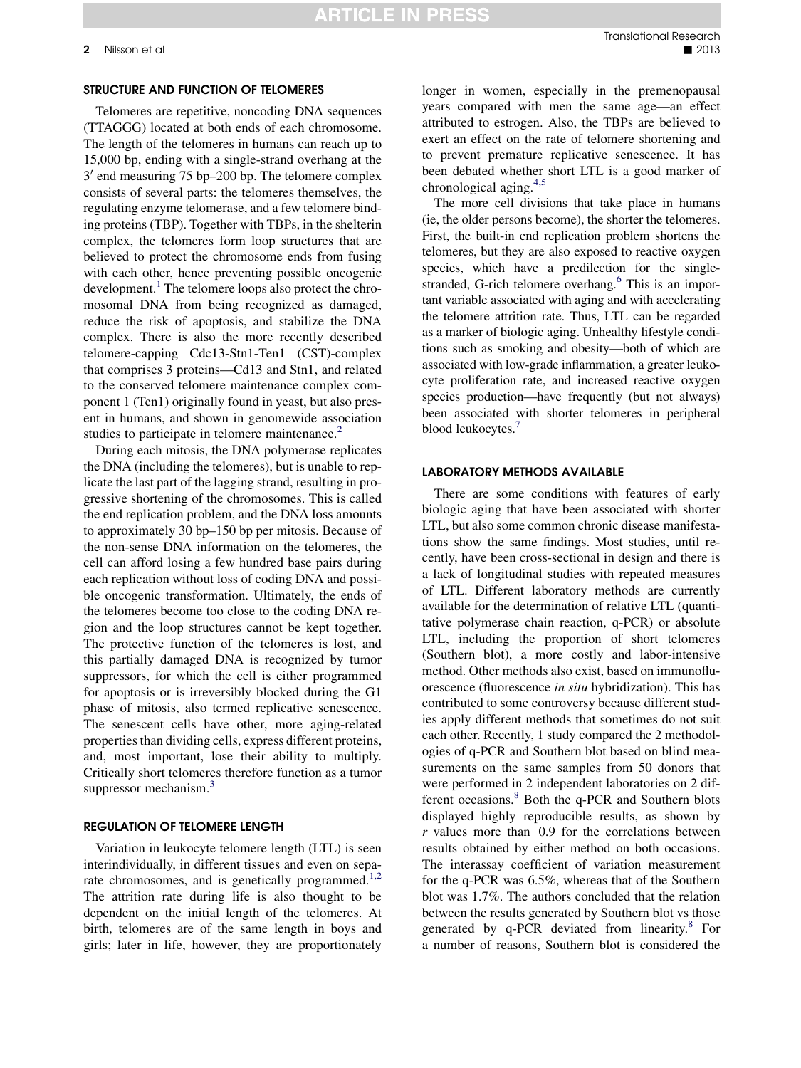## STRUCTURE AND FUNCTION OF TELOMERES

Telomeres are repetitive, noncoding DNA sequences (TTAGGG) located at both ends of each chromosome. The length of the telomeres in humans can reach up to 15,000 bp, ending with a single-strand overhang at the 3′ end measuring 75 bp–200 bp. The telomere complex consists of several parts: the telomeres themselves, the regulating enzyme telomerase, and a few telomere binding proteins (TBP). Together with TBPs, in the shelterin complex, the telomeres form loop structures that are believed to protect the chromosome ends from fusing with each other, hence preventing possible oncogenic development.[1] The telomere loops also protect the chromosomal DNA from being recognized as damaged, reduce the risk of apoptosis, and stabilize the DNA complex. There is also the more recently described telomere-capping Cdc13-Stn1-Ten1 (CST)-complex that comprises 3 proteins—Cd13 and Stn1, and related to the conserved telomere maintenance complex component 1 (Ten1) originally found in yeast, but also present in humans, and shown in genomewide association studies to participate in telomere maintenance.[2]

During each mitosis, the DNA polymerase replicates the DNA (including the telomeres), but is unable to replicate the last part of the lagging strand, resulting in progressive shortening of the chromosomes. This is called the end replication problem, and the DNA loss amounts to approximately 30 bp–150 bp per mitosis. Because of the non-sense DNA information on the telomeres, the cell can afford losing a few hundred base pairs during each replication without loss of coding DNA and possible oncogenic transformation. Ultimately, the ends of the telomeres become too close to the coding DNA region and the loop structures cannot be kept together. The protective function of the telomeres is lost, and this partially damaged DNA is recognized by tumor suppressors, for which the cell is either programmed for apoptosis or is irreversibly blocked during the G1 phase of mitosis, also termed replicative senescence. The senescent cells have other, more aging-related properties than dividing cells, express different proteins, and, most important, lose their ability to multiply. Critically short telomeres therefore function as a tumor suppressor mechanism.[3]

## REGULATION OF TELOMERE LENGTH

Variation in leukocyte telomere length (LTL) is seen interindividually, in different tissues and even on separate chromosomes, and is genetically programmed.[1,2] The attrition rate during life is also thought to be dependent on the initial length of the telomeres. At birth, telomeres are of the same length in boys and girls; later in life, however, they are proportionately longer in women, especially in the premenopausal years compared with men the same age—an effect attributed to estrogen. Also, the TBPs are believed to exert an effect on the rate of telomere shortening and to prevent premature replicative senescence. It has been debated whether short LTL is a good marker of chronological aging.[4,5]

The more cell divisions that take place in humans (ie, the older persons become), the shorter the telomeres. First, the built-in end replication problem shortens the telomeres, but they are also exposed to reactive oxygen species, which have a predilection for the single-stranded, G-rich telomere overhang.[6] This is an important variable associated with aging and with accelerating the telomere attrition rate. Thus, LTL can be regarded as a marker of biologic aging. Unhealthy lifestyle conditions such as smoking and obesity—both of which are associated with low-grade inflammation, a greater leukocyte proliferation rate, and increased reactive oxygen species production—have frequently (but not always) been associated with shorter telomeres in peripheral blood leukocytes.[7]

## LABORATORY METHODS AVAILABLE

There are some conditions with features of early biologic aging that have been associated with shorter LTL, but also some common chronic disease manifestations show the same findings. Most studies, until recently, have been cross-sectional in design and there is a lack of longitudinal studies with repeated measures of LTL. Different laboratory methods are currently available for the determination of relative LTL (quantitative polymerase chain reaction, q-PCR) or absolute LTL, including the proportion of short telomeres (Southern blot), a more costly and labor-intensive method. Other methods also exist, based on immunofluorescence (fluorescence *in situ* hybridization). This has contributed to some controversy because different studies apply different methods that sometimes do not suit each other. Recently, 1 study compared the 2 methodologies of q-PCR and Southern blot based on blind measurements on the same samples from 50 donors that were performed in 2 independent laboratories on 2 different occasions.[8] Both the q-PCR and Southern blots displayed highly reproducible results, as shown by $r$ values more than 0.9 for the correlations between results obtained by either method on both occasions. The interassay coefficient of variation measurement for the q-PCR was 6.5%, whereas that of the Southern blot was 1.7%. The authors concluded that the relation between the results generated by Southern blot vs those generated by q-PCR deviated from linearity.[8] For a number of reasons, Southern blot is considered the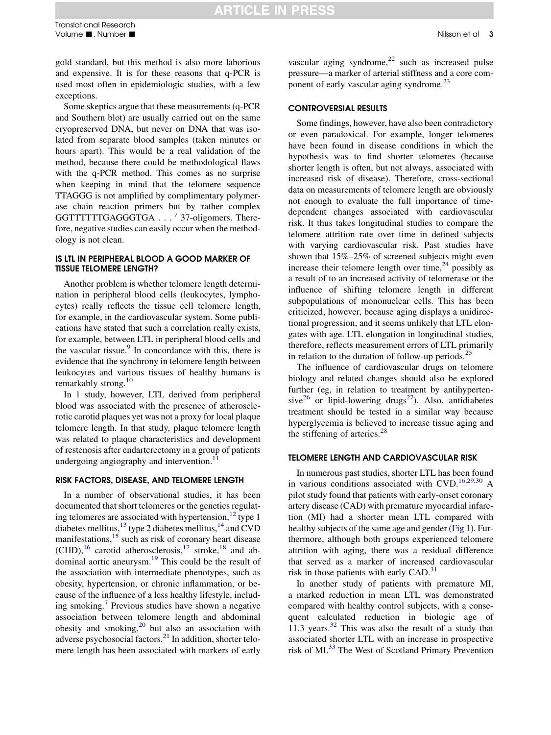gold standard, but this method is also more laborious and expensive. It is for these reasons that q-PCR is used most often in epidemiologic studies, with a few exceptions.

Some skeptics argue that these measurements (q-PCR and Southern blot) are usually carried out on the same cryopreserved DNA, but never on DNA that was isolated from separate blood samples (taken minutes or hours apart). This would be a real validation of the method, because there could be methodological flaws with the q-PCR method. This comes as no surprise when keeping in mind that the telomere sequence TTAGGG is not amplified by complimentary polymerase chain reaction primers but by rather complex GGTTTTTTGAGGGTGA . . . ′ 37-oligomers. Therefore, negative studies can easily occur when the methodology is not clean.

## IS LTL IN PERIPHERAL BLOOD A GOOD MARKER OF TISSUE TELOMERE LENGTH?

Another problem is whether telomere length determination in peripheral blood cells (leukocytes, lymphocytes) really reflects the tissue cell telomere length, for example, in the cardiovascular system. Some publications have stated that such a correlation really exists, for example, between LTL in peripheral blood cells and the vascular tissue.[9] In concordance with this, there is evidence that the synchrony in telomere length between leukocytes and various tissues of healthy humans is remarkably strong.[10]

In 1 study, however, LTL derived from peripheral blood was associated with the presence of atherosclerotic carotid plaques yet was not a proxy for local plaque telomere length. In that study, plaque telomere length was related to plaque characteristics and development of restenosis after endarterectomy in a group of patients undergoing angiography and intervention.[11]

## RISK FACTORS, DISEASE, AND TELOMERE LENGTH

In a number of observational studies, it has been documented that short telomeres or the genetics regulating telomeres are associated with hypertension,[12] type 1 diabetes mellitus,[13] type 2 diabetes mellitus,[14] and CVD manifestations,[15] such as risk of coronary heart disease (CHD),[16] carotid atherosclerosis,[17] stroke,[18] and abdominal aortic aneurysm.[19] This could be the result of the association with intermediate phenotypes, such as obesity, hypertension, or chronic inflammation, or because of the influence of a less healthy lifestyle, including smoking.[7] Previous studies have shown a negative association between telomere length and abdominal obesity and smoking,[20] but also an association with adverse psychosocial factors.[21] In addition, shorter telomere length has been associated with markers of early vascular aging syndrome,[22] such as increased pulse pressure—a marker of arterial stiffness and a core component of early vascular aging syndrome.[23]

## CONTROVERSIAL RESULTS

Some findings, however, have also been contradictory or even paradoxical. For example, longer telomeres have been found in disease conditions in which the hypothesis was to find shorter telomeres (because shorter length is often, but not always, associated with increased risk of disease). Therefore, cross-sectional data on measurements of telomere length are obviously not enough to evaluate the full importance of time-dependent changes associated with cardiovascular risk. It thus takes longitudinal studies to compare the telomere attrition rate over time in defined subjects with varying cardiovascular risk. Past studies have shown that 15%–25% of screened subjects might even increase their telomere length over time,[24] possibly as a result of to an increased activity of telomerase or the influence of shifting telomere length in different subpopulations of mononuclear cells. This has been criticized, however, because aging displays a unidirectional progression, and it seems unlikely that LTL elongates with age. LTL elongation in longitudinal studies, therefore, reflects measurement errors of LTL primarily in relation to the duration of follow-up periods.[25]

The influence of cardiovascular drugs on telomere biology and related changes should also be explored further (eg, in relation to treatment by antihypertensive[26] or lipid-lowering drugs[27]). Also, antidiabetes treatment should be tested in a similar way because hyperglycemia is believed to increase tissue aging and the stiffening of arteries.[28]

## TELOMERE LENGTH AND CARDIOVASCULAR RISK

In numerous past studies, shorter LTL has been found in various conditions associated with CVD.[16,29,30] A pilot study found that patients with early-onset coronary artery disease (CAD) with premature myocardial infarction (MI) had a shorter mean LTL compared with healthy subjects of the same age and gender (Fig 1). Furthermore, although both groups experienced telomere attrition with aging, there was a residual difference that served as a marker of increased cardiovascular risk in those patients with early CAD.[31]

In another study of patients with premature MI, a marked reduction in mean LTL was demonstrated compared with healthy control subjects, with a consequent calculated reduction in biologic age of 11.3 years.[32] This was also the result of a study that associated shorter LTL with an increase in prospective risk of MI.[33] The West of Scotland Primary Prevention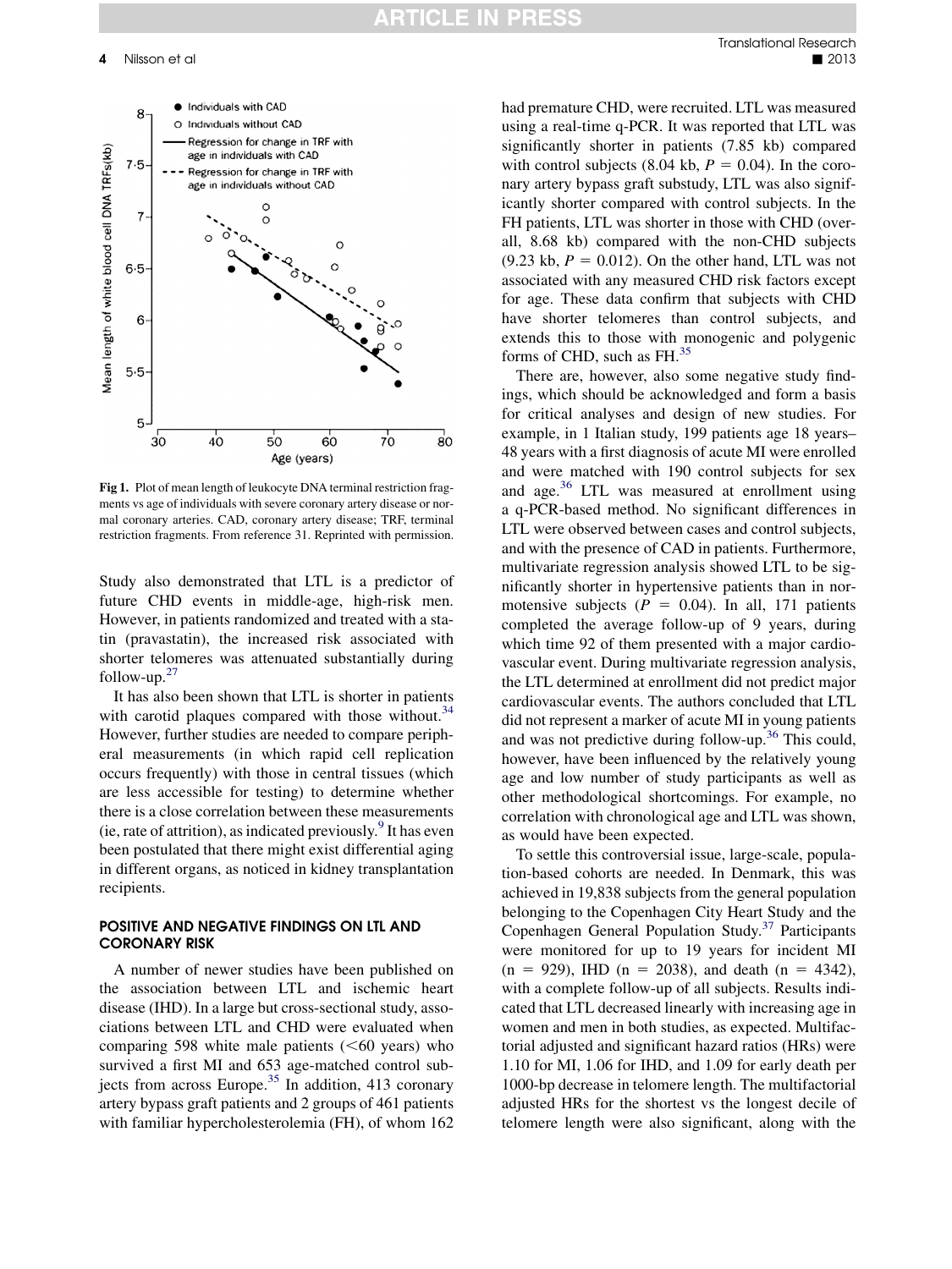Fig 1. Plot of mean length of leukocyte DNA terminal restriction fragments vs age of individuals with severe coronary artery disease or normal coronary arteries. CAD, coronary artery disease; TRF, terminal restriction fragments. From reference 31. Reprinted with permission.

Study also demonstrated that LTL is a predictor of future CHD events in middle-age, high-risk men. However, in patients randomized and treated with a statin (pravastatin), the increased risk associated with shorter telomeres was attenuated substantially during follow-up.[27]

It has also been shown that LTL is shorter in patients with carotid plaques compared with those without.[34] However, further studies are needed to compare peripheral measurements (in which rapid cell replication occurs frequently) with those in central tissues (which are less accessible for testing) to determine whether there is a close correlation between these measurements (ie, rate of attrition), as indicated previously.[9] It has even been postulated that there might exist differential aging in different organs, as noticed in kidney transplantation recipients.

## POSITIVE AND NEGATIVE FINDINGS ON LTL AND CORONARY RISK

A number of newer studies have been published on the association between LTL and ischemic heart disease (IHD). In a large but cross-sectional study, associations between LTL and CHD were evaluated when comparing 598 white male patients (<60 years) who survived a first MI and 653 age-matched control subjects from across Europe.[35] In addition, 413 coronary artery bypass graft patients and 2 groups of 461 patients with familiar hypercholesterolemia (FH), of whom 162 had premature CHD, were recruited. LTL was measured using a real-time q-PCR. It was reported that LTL was significantly shorter in patients (7.85 kb) compared with control subjects (8.04 kb, $P = 0.04$). In the coronary artery bypass graft substudy, LTL was also significantly shorter compared with control subjects. In the FH patients, LTL was shorter in those with CHD (overall, 8.68 kb) compared with the non-CHD subjects (9.23 kb, $P = 0.012$). On the other hand, LTL was not associated with any measured CHD risk factors except for age. These data confirm that subjects with CHD have shorter telomeres than control subjects, and extends this to those with monogenic and polygenic forms of CHD, such as FH.[35]

There are, however, also some negative study findings, which should be acknowledged and form a basis for critical analyses and design of new studies. For example, in 1 Italian study, 199 patients age 18 years–48 years with a first diagnosis of acute MI were enrolled and were matched with 190 control subjects for sex and age.[36] LTL was measured at enrollment using a q-PCR-based method. No significant differences in LTL were observed between cases and control subjects, and with the presence of CAD in patients. Furthermore, multivariate regression analysis showed LTL to be significantly shorter in hypertensive patients than in normotensive subjects ($P = 0.04$). In all, 171 patients completed the average follow-up of 9 years, during which time 92 of them presented with a major cardiovascular event. During multivariate regression analysis, the LTL determined at enrollment did not predict major cardiovascular events. The authors concluded that LTL did not represent a marker of acute MI in young patients and was not predictive during follow-up.[36] This could, however, have been influenced by the relatively young age and low number of study participants as well as other methodological shortcomings. For example, no correlation with chronological age and LTL was shown, as would have been expected.

To settle this controversial issue, large-scale, population-based cohorts are needed. In Denmark, this was achieved in 19,838 subjects from the general population belonging to the Copenhagen City Heart Study and the Copenhagen General Population Study.[37] Participants were monitored for up to 19 years for incident MI ($n = 929$), IHD ($n = 2038$), and death ($n = 4342$), with a complete follow-up of all subjects. Results indicated that LTL decreased linearly with increasing age in women and men in both studies, as expected. Multifactorial adjusted and significant hazard ratios (HRs) were 1.10 for MI, 1.06 for IHD, and 1.09 for early death per 1000-bp decrease in telomere length. The multifactorial adjusted HRs for the shortest vs the longest decile of telomere length were also significant, along with the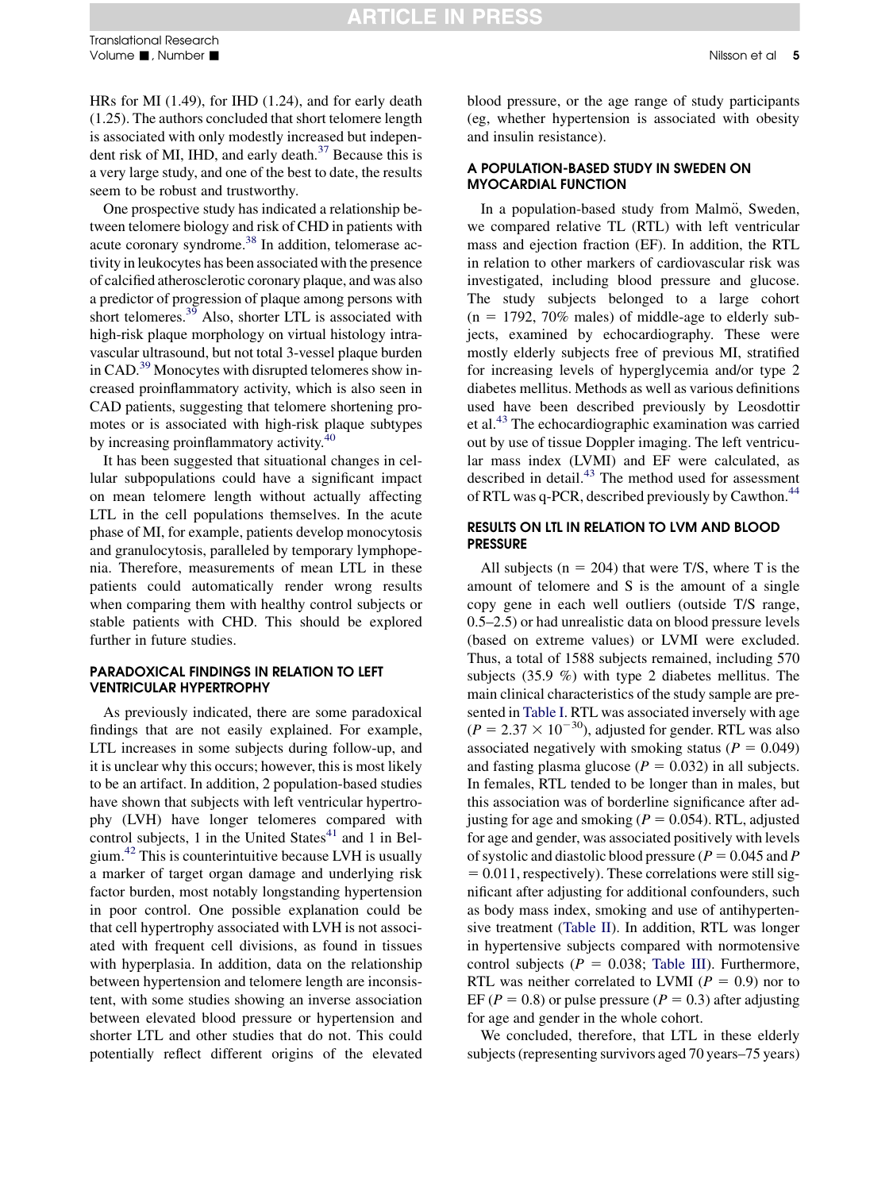HRs for MI (1.49), for IHD (1.24), and for early death (1.25). The authors concluded that short telomere length is associated with only modestly increased but independent risk of MI, IHD, and early death.[37] Because this is a very large study, and one of the best to date, the results seem to be robust and trustworthy.

One prospective study has indicated a relationship between telomere biology and risk of CHD in patients with acute coronary syndrome.[38] In addition, telomerase activity in leukocytes has been associated with the presence of calcified atherosclerotic coronary plaque, and was also a predictor of progression of plaque among persons with short telomeres.[39] Also, shorter LTL is associated with high-risk plaque morphology on virtual histology intravascular ultrasound, but not total 3-vessel plaque burden in CAD.[39] Monocytes with disrupted telomeres show increased proinflammatory activity, which is also seen in CAD patients, suggesting that telomere shortening promotes or is associated with high-risk plaque subtypes by increasing proinflammatory activity.[40]

It has been suggested that situational changes in cellular subpopulations could have a significant impact on mean telomere length without actually affecting LTL in the cell populations themselves. In the acute phase of MI, for example, patients develop monocytosis and granulocytosis, paralleled by temporary lymphopenia. Therefore, measurements of mean LTL in these patients could automatically render wrong results when comparing them with healthy control subjects or stable patients with CHD. This should be explored further in future studies.

## PARADOXICAL FINDINGS IN RELATION TO LEFT VENTRICULAR HYPERTROPHY

As previously indicated, there are some paradoxical findings that are not easily explained. For example, LTL increases in some subjects during follow-up, and it is unclear why this occurs; however, this is most likely to be an artifact. In addition, 2 population-based studies have shown that subjects with left ventricular hypertrophy (LVH) have longer telomeres compared with control subjects, 1 in the United States[41] and 1 in Belgium.[42] This is counterintuitive because LVH is usually a marker of target organ damage and underlying risk factor burden, most notably longstanding hypertension in poor control. One possible explanation could be that cell hypertrophy associated with LVH is not associated with frequent cell divisions, as found in tissues with hyperplasia. In addition, data on the relationship between hypertension and telomere length are inconsistent, with some studies showing an inverse association between elevated blood pressure or hypertension and shorter LTL and other studies that do not. This could potentially reflect different origins of the elevated blood pressure, or the age range of study participants (eg, whether hypertension is associated with obesity and insulin resistance).

## A POPULATION-BASED STUDY IN SWEDEN ON MYOCARDIAL FUNCTION

In a population-based study from Malmö, Sweden, we compared relative TL (RTL) with left ventricular mass and ejection fraction (EF). In addition, the RTL in relation to other markers of cardiovascular risk was investigated, including blood pressure and glucose. The study subjects belonged to a large cohort ($n = 1792$, 70% males) of middle-age to elderly subjects, examined by echocardiography. These were mostly elderly subjects free of previous MI, stratified for increasing levels of hyperglycemia and/or type 2 diabetes mellitus. Methods as well as various definitions used have been described previously by Leosdottir et al.[43] The echocardiographic examination was carried out by use of tissue Doppler imaging. The left ventricular mass index (LVMI) and EF were calculated, as described in detail.[43] The method used for assessment of RTL was q-PCR, described previously by Cawthon.[44]

## RESULTS ON LTL IN RELATION TO LVM AND BLOOD PRESSURE

All subjects ($n = 204$) that were T/S, where T is the amount of telomere and S is the amount of a single copy gene in each well outliers (outside T/S range, 0.5–2.5) or had unrealistic data on blood pressure levels (based on extreme values) or LVMI were excluded. Thus, a total of 1588 subjects remained, including 570 subjects (35.9 %) with type 2 diabetes mellitus. The main clinical characteristics of the study sample are presented in Table I. RTL was associated inversely with age ($P = 2.37 \times 10^{-30}$), adjusted for gender. RTL was also associated negatively with smoking status ($P = 0.049$) and fasting plasma glucose ($P = 0.032$) in all subjects. In females, RTL tended to be longer than in males, but this association was of borderline significance after adjusting for age and smoking ($P = 0.054$). RTL, adjusted for age and gender, was associated positively with levels of systolic and diastolic blood pressure ($P = 0.045$ and $P = 0.011$, respectively). These correlations were still significant after adjusting for additional confounders, such as body mass index, smoking and use of antihypertensive treatment (Table II). In addition, RTL was longer in hypertensive subjects compared with normotensive control subjects ($P = 0.038$; Table III). Furthermore, RTL was neither correlated to LVMI ($P = 0.9$) nor to EF ($P = 0.8$) or pulse pressure ($P = 0.3$) after adjusting for age and gender in the whole cohort.

We concluded, therefore, that LTL in these elderly subjects (representing survivors aged 70 years–75 years)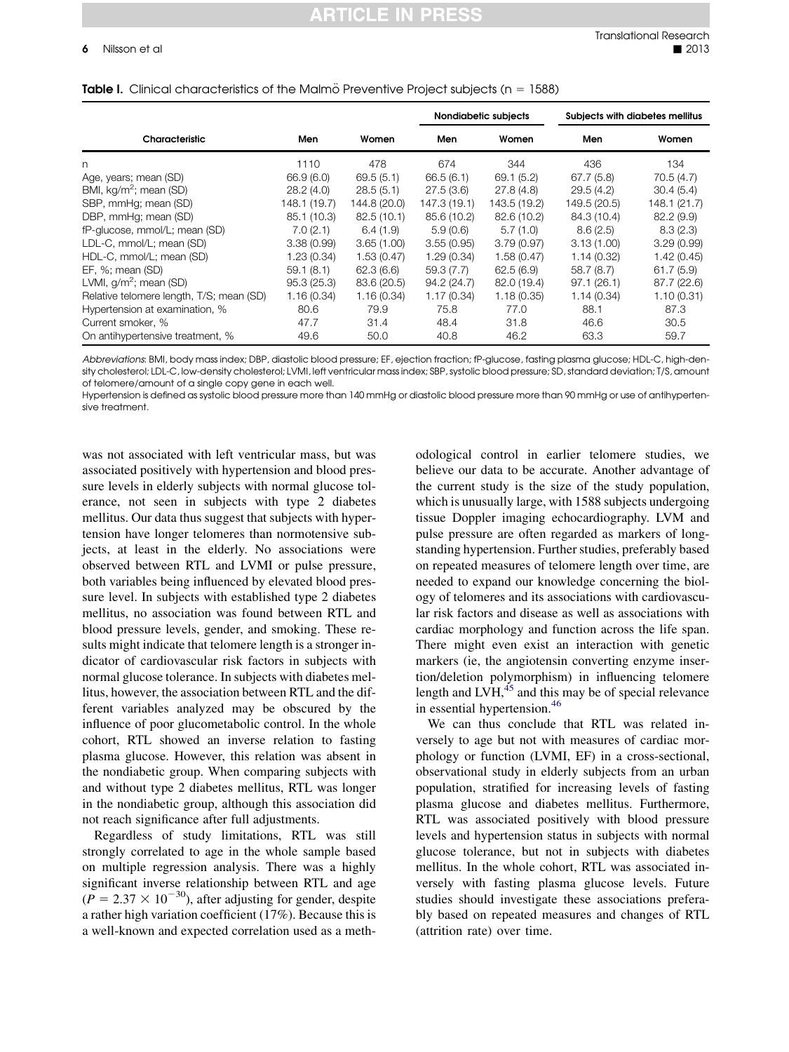**Table I.** Clinical characteristics of the Malmö Preventive Project subjects (n = 1588)

| Characteristic | Men | Women | Nondiabetic subjects | | Subjects with diabetes mellitus | |
|---|---|---|---|---|---|---|
| | | | Men | Women | Men | Women |
| n | 1110 | 478 | 674 | 344 | 436 | 134 |
| Age, years; mean (SD) | 66.9 (6.0) | 69.5 (5.1) | 66.5 (6.1) | 69.1 (5.2) | 67.7 (5.8) | 70.5 (4.7) |
| BMI, kg/m$^2$; mean (SD) | 28.2 (4.0) | 28.5 (5.1) | 27.5 (3.6) | 27.8 (4.8) | 29.5 (4.2) | 30.4 (5.4) |
| SBP, mmHg; mean (SD) | 148.1 (19.7) | 144.8 (20.0) | 147.3 (19.1) | 143.5 (19.2) | 149.5 (20.5) | 148.1 (21.7) |
| DBP, mmHg; mean (SD) | 85.1 (10.3) | 82.5 (10.1) | 85.6 (10.2) | 82.6 (10.2) | 84.3 (10.4) | 82.2 (9.9) |
| fP-glucose, mmol/L; mean (SD) | 7.0 (2.1) | 6.4 (1.9) | 5.9 (0.6) | 5.7 (1.0) | 8.6 (2.5) | 8.3 (2.3) |
| LDL-C, mmol/L; mean (SD) | 3.38 (0.99) | 3.65 (1.00) | 3.55 (0.95) | 3.79 (0.97) | 3.13 (1.00) | 3.29 (0.99) |
| HDL-C, mmol/L; mean (SD) | 1.23 (0.34) | 1.53 (0.47) | 1.29 (0.34) | 1.58 (0.47) | 1.14 (0.32) | 1.42 (0.45) |
| EF, %; mean (SD) | 59.1 (8.1) | 62.3 (6.6) | 59.3 (7.7) | 62.5 (6.9) | 58.7 (8.7) | 61.7 (5.9) |
| LVMI, g/m$^2$; mean (SD) | 95.3 (25.3) | 83.6 (20.5) | 94.2 (24.7) | 82.0 (19.4) | 97.1 (26.1) | 87.7 (22.6) |
| Relative telomere length, T/S; mean (SD) | 1.16 (0.34) | 1.16 (0.34) | 1.17 (0.34) | 1.18 (0.35) | 1.14 (0.34) | 1.10 (0.31) |
| Hypertension at examination, % | 80.6 | 79.9 | 75.8 | 77.0 | 88.1 | 87.3 |
| Current smoker, % | 47.7 | 31.4 | 48.4 | 31.8 | 46.6 | 30.5 |
| On antihypertensive treatment, % | 49.6 | 50.0 | 40.8 | 46.2 | 63.3 | 59.7 |

*Abbreviations*: BMI, body mass index; DBP, diastolic blood pressure; EF, ejection fraction; fP-glucose, fasting plasma glucose; HDL-C, high-density cholesterol; LDL-C, low-density cholesterol; LVMI, left ventricular mass index; SBP, systolic blood pressure; SD, standard deviation; T/S, amount of telomere/amount of a single copy gene in each well.

Hypertension is defined as systolic blood pressure more than 140 mmHg or diastolic blood pressure more than 90 mmHg or use of antihypertensive treatment.

was not associated with left ventricular mass, but was associated positively with hypertension and blood pressure levels in elderly subjects with normal glucose tolerance, not seen in subjects with type 2 diabetes mellitus. Our data thus suggest that subjects with hypertension have longer telomeres than normotensive subjects, at least in the elderly. No associations were observed between RTL and LVMI or pulse pressure, both variables being influenced by elevated blood pressure level. In subjects with established type 2 diabetes mellitus, no association was found between RTL and blood pressure levels, gender, and smoking. These results might indicate that telomere length is a stronger indicator of cardiovascular risk factors in subjects with normal glucose tolerance. In subjects with diabetes mellitus, however, the association between RTL and the different variables analyzed may be obscured by the influence of poor glucometabolic control. In the whole cohort, RTL showed an inverse relation to fasting plasma glucose. However, this relation was absent in the nondiabetic group. When comparing subjects with and without type 2 diabetes mellitus, RTL was longer in the nondiabetic group, although this association did not reach significance after full adjustments.

Regardless of study limitations, RTL was still strongly correlated to age in the whole sample based on multiple regression analysis. There was a highly significant inverse relationship between RTL and age ($P = 2.37 \times 10^{-30}$), after adjusting for gender, despite a rather high variation coefficient (17%). Because this is a well-known and expected correlation used as a methodological control in earlier telomere studies, we believe our data to be accurate. Another advantage of the current study is the size of the study population, which is unusually large, with 1588 subjects undergoing tissue Doppler imaging echocardiography. LVM and pulse pressure are often regarded as markers of longstanding hypertension. Further studies, preferably based on repeated measures of telomere length over time, are needed to expand our knowledge concerning the biology of telomeres and its associations with cardiovascular risk factors and disease as well as associations with cardiac morphology and function across the life span. There might even exist an interaction with genetic markers (ie, the angiotensin converting enzyme insertion/deletion polymorphism) in influencing telomere length and LVH,[45] and this may be of special relevance in essential hypertension.[46]

We can thus conclude that RTL was related inversely to age but not with measures of cardiac morphology or function (LVMI, EF) in a cross-sectional, observational study in elderly subjects from an urban population, stratified for increasing levels of fasting plasma glucose and diabetes mellitus. Furthermore, RTL was associated positively with blood pressure levels and hypertension status in subjects with normal glucose tolerance, but not in subjects with diabetes mellitus. In the whole cohort, RTL was associated inversely with fasting plasma glucose levels. Future studies should investigate these associations preferably based on repeated measures and changes of RTL (attrition rate) over time.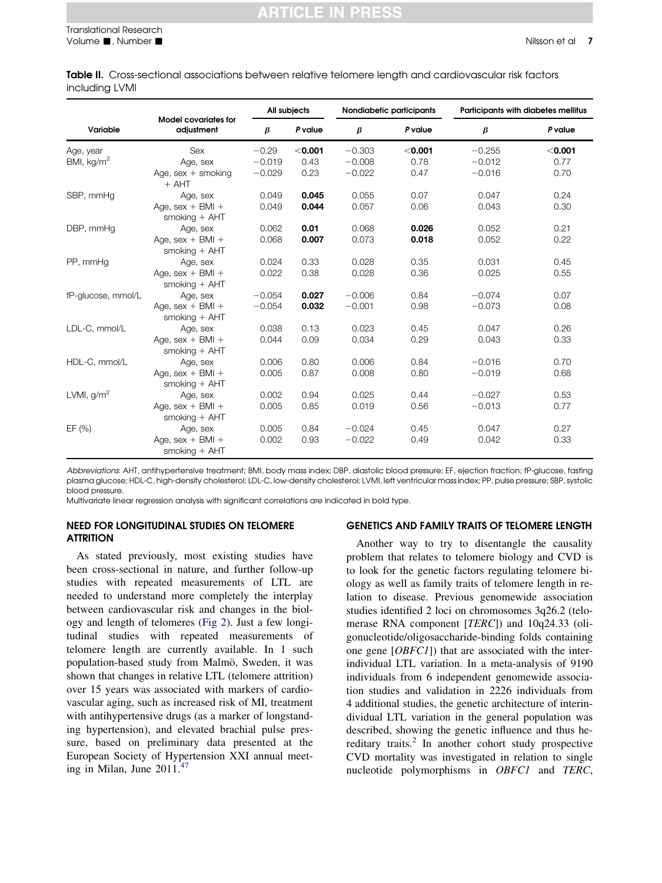**Table II.** Cross-sectional associations between relative telomere length and cardiovascular risk factors including LVMI

| Variable | Model covariates for adjustment | All subjects | | Nondiabetic participants | | Participants with diabetes mellitus | |
|---|---|---|---|---|---|---|---|
| | | $\beta$ | *P* value | $\beta$ | *P* value | $\beta$ | *P* value |
| Age, year | Sex | −0.29 | **<0.001** | −0.303 | **<0.001** | −0.255 | **<0.001** |
| BMI, kg/m$^2$ | Age, sex | −0.019 | 0.43 | −0.008 | 0.78 | −0.012 | 0.77 |
| | Age, sex + smoking + AHT | −0.029 | 0.23 | −0.022 | 0.47 | −0.016 | 0.70 |
| SBP, mmHg | Age, sex | 0.049 | **0.045** | 0.055 | 0.07 | 0.047 | 0.24 |
| | Age, sex + BMI + smoking + AHT | 0.049 | **0.044** | 0.057 | 0.06 | 0.043 | 0.30 |
| DBP, mmHg | Age, sex | 0.062 | **0.01** | 0.068 | **0.026** | 0.052 | 0.21 |
| | Age, sex + BMI + smoking + AHT | 0.068 | **0.007** | 0.073 | **0.018** | 0.052 | 0.22 |
| PP, mmHg | Age, sex | 0.024 | 0.33 | 0.028 | 0.35 | 0.031 | 0.45 |
| | Age, sex + BMI + smoking + AHT | 0.022 | 0.38 | 0.028 | 0.36 | 0.025 | 0.55 |
| fP-glucose, mmol/L | Age, sex | −0.054 | **0.027** | −0.006 | 0.84 | −0.074 | 0.07 |
| | Age, sex + BMI + smoking + AHT | −0.054 | **0.032** | −0.001 | 0.98 | −0.073 | 0.08 |
| LDL-C, mmol/L | Age, sex | 0.038 | 0.13 | 0.023 | 0.45 | 0.047 | 0.26 |
| | Age, sex + BMI + smoking + AHT | 0.044 | 0.09 | 0.034 | 0.29 | 0.043 | 0.33 |
| HDL-C, mmol/L | Age, sex | 0.006 | 0.80 | 0.006 | 0.84 | −0.016 | 0.70 |
| | Age, sex + BMI + smoking + AHT | 0.005 | 0.87 | 0.008 | 0.80 | −0.019 | 0.68 |
| LVMI, g/m$^2$ | Age, sex | 0.002 | 0.94 | 0.025 | 0.44 | −0.027 | 0.53 |
| | Age, sex + BMI + smoking + AHT | 0.005 | 0.85 | 0.019 | 0.56 | −0.013 | 0.77 |
| EF (%) | Age, sex | 0.005 | 0.84 | −0.024 | 0.45 | 0.047 | 0.27 |
| | Age, sex + BMI + smoking + AHT | 0.002 | 0.93 | −0.022 | 0.49 | 0.042 | 0.33 |

*Abbreviations*: AHT, antihypertensive treatment; BMI, body mass index; DBP, diastolic blood pressure; EF, ejection fraction; fP-glucose, fasting plasma glucose; HDL-C, high-density cholesterol; LDL-C, low-density cholesterol; LVMI, left ventricular mass index; PP, pulse pressure; SBP, systolic blood pressure.

Multivariate linear regression analysis with significant correlations are indicated in bold type.

## NEED FOR LONGITUDINAL STUDIES ON TELOMERE ATTRITION

As stated previously, most existing studies have been cross-sectional in nature, and further follow-up studies with repeated measurements of LTL are needed to understand more completely the interplay between cardiovascular risk and changes in the biology and length of telomeres (Fig 2). Just a few longitudinal studies with repeated measurements of telomere length are currently available. In 1 such population-based study from Malmö, Sweden, it was shown that changes in relative LTL (telomere attrition) over 15 years was associated with markers of cardiovascular aging, such as increased risk of MI, treatment with antihypertensive drugs (as a marker of longstanding hypertension), and elevated brachial pulse pressure, based on preliminary data presented at the European Society of Hypertension XXI annual meeting in Milan, June 2011.[47]

## GENETICS AND FAMILY TRAITS OF TELOMERE LENGTH

Another way to try to disentangle the causality problem that relates to telomere biology and CVD is to look for the genetic factors regulating telomere biology as well as family traits of telomere length in relation to disease. Previous genomewide association studies identified 2 loci on chromosomes 3q26.2 (telomerase RNA component [*TERC*]) and 10q24.33 (oligonucleotide/oligosaccharide-binding folds containing one gene [*OBFC1*]) that are associated with the interindividual LTL variation. In a meta-analysis of 9190 individuals from 6 independent genomewide association studies and validation in 2226 individuals from 4 additional studies, the genetic architecture of interindividual LTL variation in the general population was described, showing the genetic influence and thus hereditary traits.[2] In another cohort study prospective CVD mortality was investigated in relation to single nucleotide polymorphisms in *OBFC1* and *TERC*,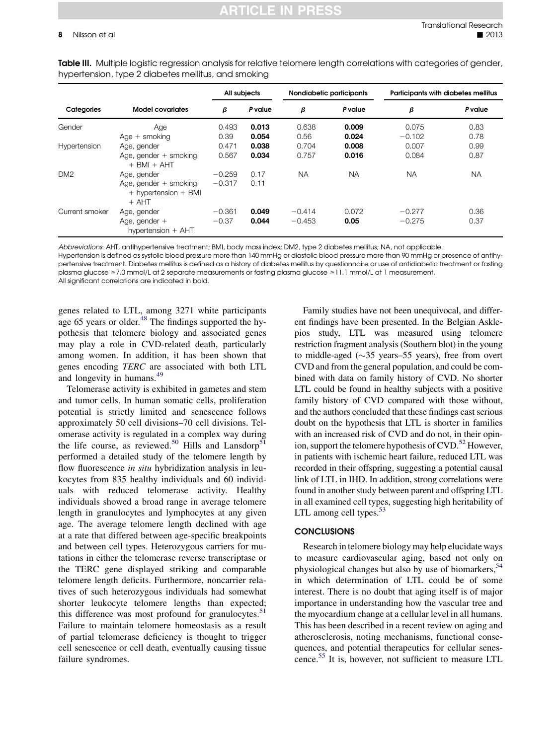**Table III.** Multiple logistic regression analysis for relative telomere length correlations with categories of gender, hypertension, type 2 diabetes mellitus, and smoking

| Categories | Model covariates | All subjects | | Nondiabetic participants | | Participants with diabetes mellitus | |
|---|---|---|---|---|---|---|---|
| | | *β* | *P* value | *β* | *P* value | *β* | *P* value |
| Gender | Age | 0.493 | **0.013** | 0.638 | **0.009** | 0.075 | 0.83 |
| | Age + smoking | 0.39 | **0.054** | 0.56 | **0.024** | −0.102 | 0.78 |
| Hypertension | Age, gender | 0.471 | **0.038** | 0.704 | **0.008** | 0.007 | 0.99 |
| | Age, gender + smoking + BMI + AHT | 0.567 | **0.034** | 0.757 | **0.016** | 0.084 | 0.87 |
| DM2 | Age, gender | −0.259 | 0.17 | NA | NA | NA | NA |
| | Age, gender + smoking + hypertension + BMI + AHT | −0.317 | 0.11 | | | | |
| Current smoker | Age, gender | −0.361 | **0.049** | −0.414 | 0.072 | −0.277 | 0.36 |
| | Age, gender + hypertension + AHT | −0.37 | **0.044** | −0.453 | **0.05** | −0.275 | 0.37 |

*Abbreviations*: AHT, antihypertensive treatment; BMI, body mass index; DM2, type 2 diabetes mellitus; NA, not applicable.
Hypertension is defined as systolic blood pressure more than 140 mmHg or diastolic blood pressure more than 90 mmHg or presence of antihypertensive treatment. Diabetes mellitus is defined as a history of diabetes mellitus by questionnaire or use of antidiabetic treatment or fasting plasma glucose ≥7.0 mmol/L at 2 separate measurements or fasting plasma glucose ≥11.1 mmol/L at 1 measurement.
All significant correlations are indicated in bold.

genes related to LTL, among 3271 white participants age 65 years or older.[48] The findings supported the hypothesis that telomere biology and associated genes may play a role in CVD-related death, particularly among women. In addition, it has been shown that genes encoding *TERC* are associated with both LTL and longevity in humans.[49]

Telomerase activity is exhibited in gametes and stem and tumor cells. In human somatic cells, proliferation potential is strictly limited and senescence follows approximately 50 cell divisions–70 cell divisions. Telomerase activity is regulated in a complex way during the life course, as reviewed.[50] Hills and Lansdorp[51] performed a detailed study of the telomere length by flow fluorescence *in situ* hybridization analysis in leukocytes from 835 healthy individuals and 60 individuals with reduced telomerase activity. Healthy individuals showed a broad range in average telomere length in granulocytes and lymphocytes at any given age. The average telomere length declined with age at a rate that differed between age-specific breakpoints and between cell types. Heterozygous carriers for mutations in either the telomerase reverse transcriptase or the TERC gene displayed striking and comparable telomere length deficits. Furthermore, noncarrier relatives of such heterozygous individuals had somewhat shorter leukocyte telomere lengths than expected; this difference was most profound for granulocytes.[51] Failure to maintain telomere homeostasis as a result of partial telomerase deficiency is thought to trigger cell senescence or cell death, eventually causing tissue failure syndromes.

Family studies have not been unequivocal, and different findings have been presented. In the Belgian Asklepios study, LTL was measured using telomere restriction fragment analysis (Southern blot) in the young to middle-aged (∼35 years–55 years), free from overt CVD and from the general population, and could be combined with data on family history of CVD. No shorter LTL could be found in healthy subjects with a positive family history of CVD compared with those without, and the authors concluded that these findings cast serious doubt on the hypothesis that LTL is shorter in families with an increased risk of CVD and do not, in their opinion, support the telomere hypothesis of CVD.[52] However, in patients with ischemic heart failure, reduced LTL was recorded in their offspring, suggesting a potential causal link of LTL in IHD. In addition, strong correlations were found in another study between parent and offspring LTL in all examined cell types, suggesting high heritability of LTL among cell types.[53]

## CONCLUSIONS

Research in telomere biology may help elucidate ways to measure cardiovascular aging, based not only on physiological changes but also by use of biomarkers,[54] in which determination of LTL could be of some interest. There is no doubt that aging itself is of major importance in understanding how the vascular tree and the myocardium change at a cellular level in all humans. This has been described in a recent review on aging and atherosclerosis, noting mechanisms, functional consequences, and potential therapeutics for cellular senescence.[55] It is, however, not sufficient to measure LTL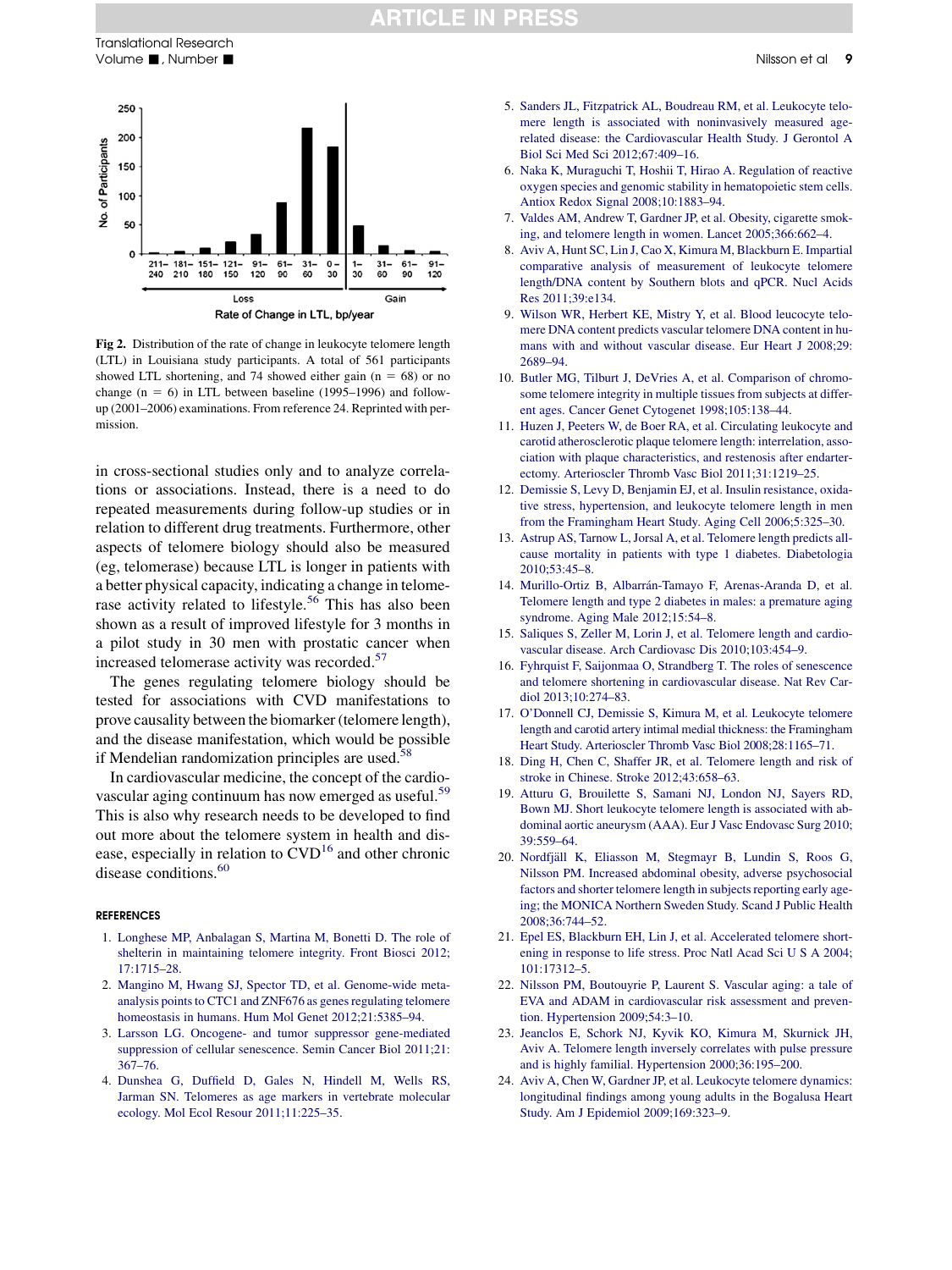Fig 2. Distribution of the rate of change in leukocyte telomere length (LTL) in Louisiana study participants. A total of 561 participants showed LTL shortening, and 74 showed either gain (n = 68) or no change (n = 6) in LTL between baseline (1995–1996) and follow-up (2001–2006) examinations. From reference 24. Reprinted with permission.

in cross-sectional studies only and to analyze correlations or associations. Instead, there is a need to do repeated measurements during follow-up studies or in relation to different drug treatments. Furthermore, other aspects of telomere biology should also be measured (eg, telomerase) because LTL is longer in patients with a better physical capacity, indicating a change in telomerase activity related to lifestyle.[56] This has also been shown as a result of improved lifestyle for 3 months in a pilot study in 30 men with prostatic cancer when increased telomerase activity was recorded.[57]

The genes regulating telomere biology should be tested for associations with CVD manifestations to prove causality between the biomarker (telomere length), and the disease manifestation, which would be possible if Mendelian randomization principles are used.[58]

In cardiovascular medicine, the concept of the cardiovascular aging continuum has now emerged as useful.[59] This is also why research needs to be developed to find out more about the telomere system in health and disease, especially in relation to CVD[16] and other chronic disease conditions.[60]

## REFERENCES

1. Longhese MP, Anbalagan S, Martina M, Bonetti D. The role of shelterin in maintaining telomere integrity. Front Biosci 2012; 17:1715–28.
2. Mangino M, Hwang SJ, Spector TD, et al. Genome-wide meta-analysis points to CTC1 and ZNF676 as genes regulating telomere homeostasis in humans. Hum Mol Genet 2012;21:5385–94.
3. Larsson LG. Oncogene- and tumor suppressor gene-mediated suppression of cellular senescence. Semin Cancer Biol 2011;21: 367–76.
4. Dunshea G, Duffield D, Gales N, Hindell M, Wells RS, Jarman SN. Telomeres as age markers in vertebrate molecular ecology. Mol Ecol Resour 2011;11:225–35.
5. Sanders JL, Fitzpatrick AL, Boudreau RM, et al. Leukocyte telomere length is associated with noninvasively measured age-related disease: the Cardiovascular Health Study. J Gerontol A Biol Sci Med Sci 2012;67:409–16.
6. Naka K, Muraguchi T, Hoshii T, Hirao A. Regulation of reactive oxygen species and genomic stability in hematopoietic stem cells. Antiox Redox Signal 2008;10:1883–94.
7. Valdes AM, Andrew T, Gardner JP, et al. Obesity, cigarette smoking, and telomere length in women. Lancet 2005;366:662–4.
8. Aviv A, Hunt SC, Lin J, Cao X, Kimura M, Blackburn E. Impartial comparative analysis of measurement of leukocyte telomere length/DNA content by Southern blots and qPCR. Nucl Acids Res 2011;39:e134.
9. Wilson WR, Herbert KE, Mistry Y, et al. Blood leucocyte telomere DNA content predicts vascular telomere DNA content in humans with and without vascular disease. Eur Heart J 2008;29: 2689–94.
10. Butler MG, Tilburt J, DeVries A, et al. Comparison of chromosome telomere integrity in multiple tissues from subjects at different ages. Cancer Genet Cytogenet 1998;105:138–44.
11. Huzen J, Peeters W, de Boer RA, et al. Circulating leukocyte and carotid atherosclerotic plaque telomere length: interrelation, association with plaque characteristics, and restenosis after endarterectomy. Arterioscler Thromb Vasc Biol 2011;31:1219–25.
12. Demissie S, Levy D, Benjamin EJ, et al. Insulin resistance, oxidative stress, hypertension, and leukocyte telomere length in men from the Framingham Heart Study. Aging Cell 2006;5:325–30.
13. Astrup AS, Tarnow L, Jorsal A, et al. Telomere length predicts all-cause mortality in patients with type 1 diabetes. Diabetologia 2010;53:45–8.
14. Murillo-Ortiz B, Albarrán-Tamayo F, Arenas-Aranda D, et al. Telomere length and type 2 diabetes in males: a premature aging syndrome. Aging Male 2012;15:54–8.
15. Saliques S, Zeller M, Lorin J, et al. Telomere length and cardiovascular disease. Arch Cardiovasc Dis 2010;103:454–9.
16. Fyhrquist F, Saijonmaa O, Strandberg T. The roles of senescence and telomere shortening in cardiovascular disease. Nat Rev Cardiol 2013;10:274–83.
17. O'Donnell CJ, Demissie S, Kimura M, et al. Leukocyte telomere length and carotid artery intimal medial thickness: the Framingham Heart Study. Arterioscler Thromb Vasc Biol 2008;28:1165–71.
18. Ding H, Chen C, Shaffer JR, et al. Telomere length and risk of stroke in Chinese. Stroke 2012;43:658–63.
19. Atturu G, Brouilette S, Samani NJ, London NJ, Sayers RD, Bown MJ. Short leukocyte telomere length is associated with abdominal aortic aneurysm (AAA). Eur J Vasc Endovasc Surg 2010; 39:559–64.
20. Nordfjäll K, Eliasson M, Stegmayr B, Lundin S, Roos G, Nilsson PM. Increased abdominal obesity, adverse psychosocial factors and shorter telomere length in subjects reporting early ageing; the MONICA Northern Sweden Study. Scand J Public Health 2008;36:744–52.
21. Epel ES, Blackburn EH, Lin J, et al. Accelerated telomere shortening in response to life stress. Proc Natl Acad Sci U S A 2004; 101:17312–5.
22. Nilsson PM, Boutouyrie P, Laurent S. Vascular aging: a tale of EVA and ADAM in cardiovascular risk assessment and prevention. Hypertension 2009;54:3–10.
23. Jeanclos E, Schork NJ, Kyvik KO, Kimura M, Skurnick JH, Aviv A. Telomere length inversely correlates with pulse pressure and is highly familial. Hypertension 2000;36:195–200.
24. Aviv A, Chen W, Gardner JP, et al. Leukocyte telomere dynamics: longitudinal findings among young adults in the Bogalusa Heart Study. Am J Epidemiol 2009;169:323–9.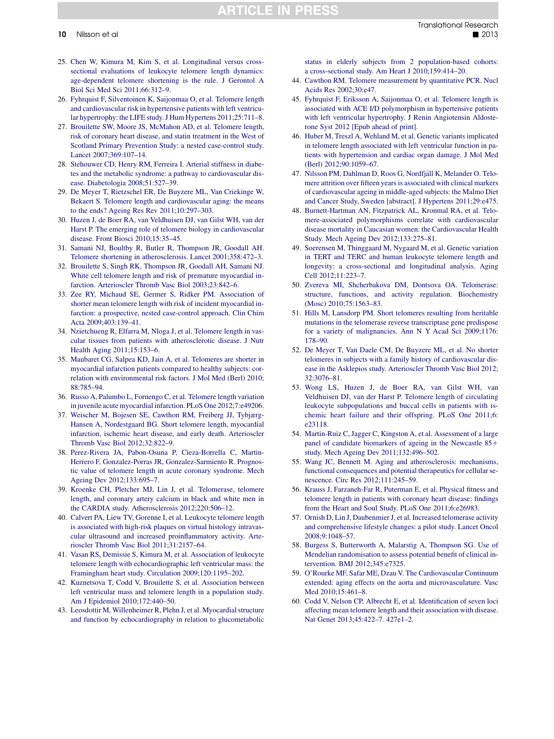25. Chen W, Kimura M, Kim S, et al. Longitudinal versus cross-sectional evaluations of leukocyte telomere length dynamics: age-dependent telomere shortening is the rule. J Gerontol A Biol Sci Med Sci 2011;66:312–9.
26. Fyhrquist F, Silventoinen K, Saijonmaa O, et al. Telomere length and cardiovascular risk in hypertensive patients with left ventricular hypertrophy: the LIFE study. J Hum Hypertens 2011;25:711–8.
27. Brouilette SW, Moore JS, McMahon AD, et al. Telomere length, risk of coronary heart disease, and statin treatment in the West of Scotland Primary Prevention Study: a nested case-control study. Lancet 2007;369:107–14.
28. Stehouwer CD, Henry RM, Ferreira I. Arterial stiffness in diabetes and the metabolic syndrome: a pathway to cardiovascular disease. Diabetologia 2008;51:527–39.
29. De Meyer T, Rietzschel ER, De Buyzere ML, Van Criekinge W, Bekaert S. Telomere length and cardiovascular aging: the means to the ends? Ageing Res Rev 2011;10:297–303.
30. Huzen J, de Boer RA, van Veldhuisen DJ, van Gilst WH, van der Harst P. The emerging role of telomere biology in cardiovascular disease. Front Biosci 2010;15:35–45.
31. Samani NJ, Boultby R, Butler R, Thompson JR, Goodall AH. Telomere shortening in atherosclerosis. Lancet 2001;358:472–3.
32. Brouilette S, Singh RK, Thompson JR, Goodall AH, Samani NJ. White cell telomere length and risk of premature myocardial infarction. Arterioscler Thromb Vasc Biol 2003;23:842–6.
33. Zee RY, Michaud SE, Germer S, Ridker PM. Association of shorter mean telomere length with risk of incident myocardial infarction: a prospective, nested case-control approach. Clin Chim Acta 2009;403:139–41.
34. Nzietchueng R, Elfarra M, Nloga J, et al. Telomere length in vascular tissues from patients with atherosclerotic disease. J Nutr Health Aging 2011;15:153–6.
35. Maubaret CG, Salpea KD, Jain A, et al. Telomeres are shorter in myocardial infarction patients compared to healthy subjects: correlation with environmental risk factors. J Mol Med (Berl) 2010;88:785–94.
36. Russo A, Palumbo L, Fornengo C, et al. Telomere length variation in juvenile acute myocardial infarction. PLoS One 2012;7:e49206.
37. Weischer M, Bojesen SE, Cawthon RM, Freiberg JJ, Tybjærg-Hansen A, Nordestgaard BG. Short telomere length, myocardial infarction, ischemic heart disease, and early death. Arterioscler Thromb Vasc Biol 2012;32:822–9.
38. Perez-Rivera JA, Pabon-Osuna P, Cieza-Borrella C, Martin-Herrero F, Gonzalez-Porras JR, Gonzalez-Sarmiento R. Prognostic value of telomere length in acute coronary syndrome. Mech Ageing Dev 2012;133:695–7.
39. Kroenke CH, Pletcher MJ, Lin J, et al. Telomerase, telomere length, and coronary artery calcium in black and white men in the CARDIA study. Atherosclerosis 2012;220:506–12.
40. Calvert PA, Liew TV, Gorenne I, et al. Leukocyte telomere length is associated with high-risk plaques on virtual histology intravascular ultrasound and increased proinflammatory activity. Arterioscler Thromb Vasc Biol 2011;31:2157–64.
41. Vasan RS, Demissie S, Kimura M, et al. Association of leukocyte telomere length with echocardiographic left ventricular mass: the Framingham heart study. Circulation 2009;120:1195–202.
42. Kuznetsova T, Codd V, Brouilette S, et al. Association between left ventricular mass and telomere length in a population study. Am J Epidemiol 2010;172:440–50.
43. Leosdottir M, Willenheimer R, Plehn J, et al. Myocardial structure and function by echocardiography in relation to glucometabolic status in elderly subjects from 2 population-based cohorts: a cross-sectional study. Am Heart J 2010;159:414–20.
44. Cawthon RM. Telomere measurement by quantitative PCR. Nucl Acids Res 2002;30:e47.
45. Fyhrquist F, Eriksson A, Saijonmaa O, et al. Telomere length is associated with ACE I/D polymorphism in hypertensive patients with left ventricular hypertrophy. J Renin Angiotensin Aldosterone Syst 2012 [Epub ahead of print].
46. Huber M, Treszl A, Wehland M, et al. Genetic variants implicated in telomere length associated with left ventricular function in patients with hypertension and cardiac organ damage. J Mol Med (Berl) 2012;90:1059–67.
47. Nilsson PM, Dahlman D, Roos G, Nordfjäll K, Melander O. Telomere attrition over fifteen years is associated with clinical markers of cardiovascular ageing in middle-aged subjects: the Malmo Diet and Cancer Study, Sweden [abstract]. J Hypertens 2011;29:e475.
48. Burnett-Hartman AN, Fitzpatrick AL, Kronmal RA, et al. Telomere-associated polymorphisms correlate with cardiovascular disease mortality in Caucasian women: the Cardiovascular Health Study. Mech Ageing Dev 2012;133:275–81.
49. Soerensen M, Thinggaard M, Nygaard M, et al. Genetic variation in TERT and TERC and human leukocyte telomere length and longevity: a cross-sectional and longitudinal analysis. Aging Cell 2012;11:223–7.
50. Zvereva MI, Shcherbakova DM, Dontsova OA. Telomerase: structure, functions, and activity regulation. Biochemistry (Mosc) 2010;75:1563–83.
51. Hills M, Lansdorp PM. Short telomeres resulting from heritable mutations in the telomerase reverse transcriptase gene predispose for a variety of malignancies. Ann N Y Acad Sci 2009;1176:178–90.
52. De Meyer T, Van Daele CM, De Buyzere ML, et al. No shorter telomeres in subjects with a family history of cardiovascular disease in the Asklepios study. Arterioscler Thromb Vasc Biol 2012;32:3076–81.
53. Wong LS, Huzen J, de Boer RA, van Gilst WH, van Veldhuisen DJ, van der Harst P. Telomere length of circulating leukocyte subpopulations and buccal cells in patients with ischemic heart failure and their offspring. PLoS One 2011;6:e23118.
54. Martin-Ruiz C, Jagger C, Kingston A, et al. Assessment of a large panel of candidate biomarkers of ageing in the Newcastle 85+ study. Mech Ageing Dev 2011;132:496–502.
55. Wang JC, Bennett M. Aging and atherosclerosis: mechanisms, functional consequences and potential therapeutics for cellular senescence. Circ Res 2012;111:245–59.
56. Krauss J, Farzaneh-Far R, Puterman E, et al. Physical fitness and telomere length in patients with coronary heart disease: findings from the Heart and Soul Study. PLoS One 2011;6:e26983.
57. Ornish D, Lin J, Daubenmier J, et al. Increased telomerase activity and comprehensive lifestyle changes: a pilot study. Lancet Oncol 2008;9:1048–57.
58. Burgess S, Butterworth A, Malarstig A, Thompson SG. Use of Mendelian randomisation to assess potential benefit of clinical intervention. BMJ 2012;345:e7325.
59. O'Rourke MF, Safar ME, Dzau V. The Cardiovascular Continuum extended: aging effects on the aorta and microvasculature. Vasc Med 2010;15:461–8.
60. Codd V, Nelson CP, Albrecht E, et al. Identification of seven loci affecting mean telomere length and their association with disease. Nat Genet 2013;45:422–7. 427e1–2.